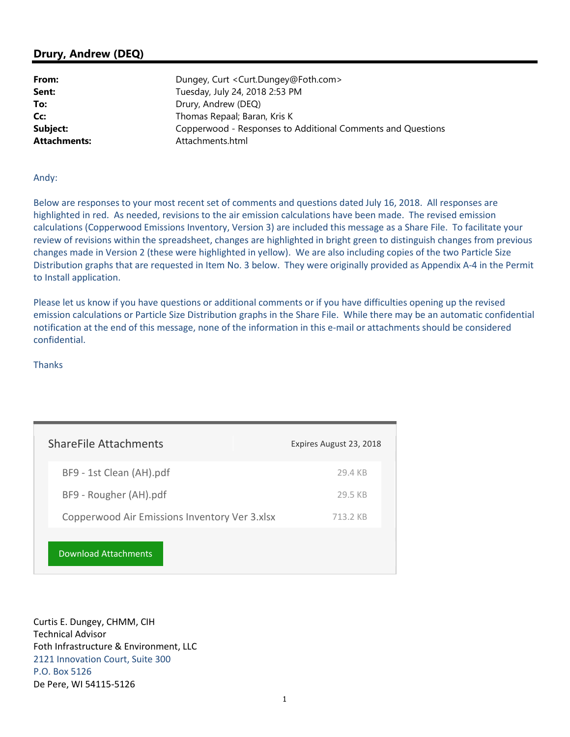# Drury, Andrew (DEQ)

| | |
|---|---|
| **From:** | Dungey, Curt <Curt.Dungey@Foth.com> |
| **Sent:** | Tuesday, July 24, 2018 2:53 PM |
| **To:** | Drury, Andrew (DEQ) |
| **Cc:** | Thomas Repaal; Baran, Kris K |
| **Subject:** | Copperwood - Responses to Additional Comments and Questions |
| **Attachments:** | Attachments.html |

Andy:

Below are responses to your most recent set of comments and questions dated July 16, 2018. All responses are highlighted in red. As needed, revisions to the air emission calculations have been made. The revised emission calculations (Copperwood Emissions Inventory, Version 3) are included this message as a Share File. To facilitate your review of revisions within the spreadsheet, changes are highlighted in bright green to distinguish changes from previous changes made in Version 2 (these were highlighted in yellow). We are also including copies of the two Particle Size Distribution graphs that are requested in Item No. 3 below. They were originally provided as Appendix A-4 in the Permit to Install application.

Please let us know if you have questions or additional comments or if you have difficulties opening up the revised emission calculations or Particle Size Distribution graphs in the Share File. While there may be an automatic confidential notification at the end of this message, none of the information in this e-mail or attachments should be considered confidential.

Thanks

| ShareFile Attachments | Expires August 23, 2018 |
|---|---|
| BF9 - 1st Clean (AH).pdf | 29.4 KB |
| BF9 - Rougher (AH).pdf | 29.5 KB |
| Copperwood Air Emissions Inventory Ver 3.xlsx | 713.2 KB |

Download Attachments

Curtis E. Dungey, CHMM, CIH
Technical Advisor
Foth Infrastructure & Environment, LLC
2121 Innovation Court, Suite 300
P.O. Box 5126
De Pere, WI 54115-5126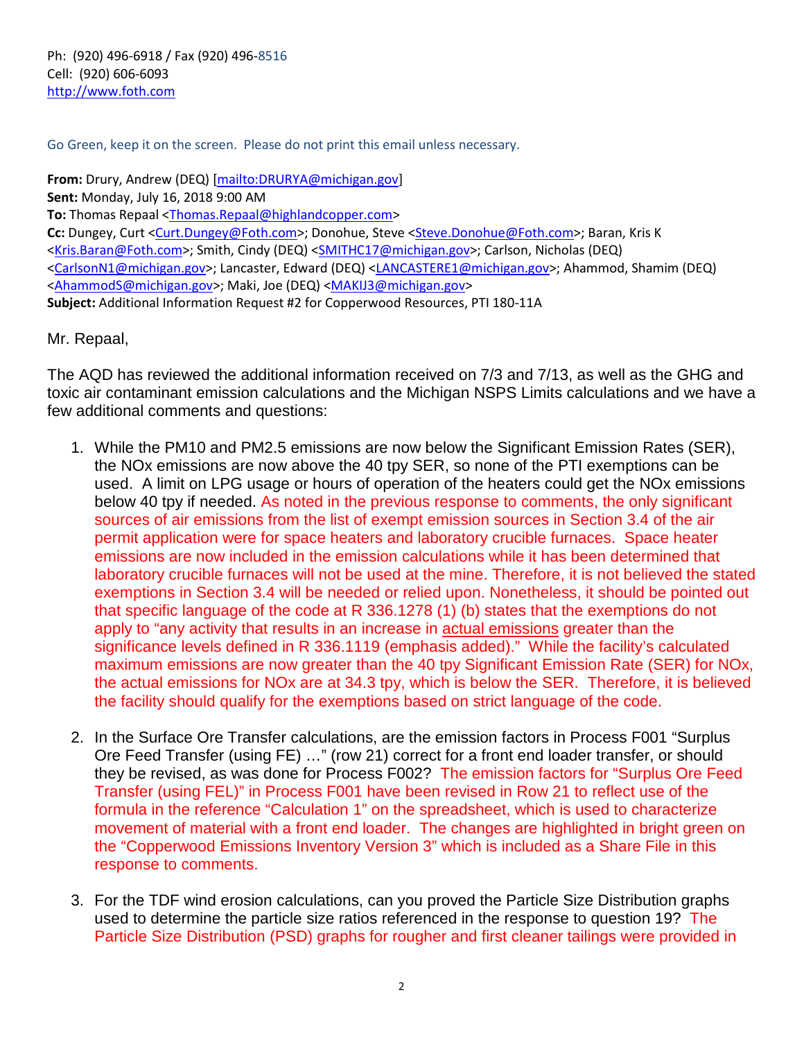Ph: (920) 496-6918 / Fax (920) 496-8516
Cell: (920) 606-6093
http://www.foth.com

Go Green, keep it on the screen. Please do not print this email unless necessary.

**From:** Drury, Andrew (DEQ) [mailto:DRURYA@michigan.gov]
**Sent:** Monday, July 16, 2018 9:00 AM
**To:** Thomas Repaal <Thomas.Repaal@highlandcopper.com>
**Cc:** Dungey, Curt <Curt.Dungey@Foth.com>; Donohue, Steve <Steve.Donohue@Foth.com>; Baran, Kris K <Kris.Baran@Foth.com>; Smith, Cindy (DEQ) <SMITHC17@michigan.gov>; Carlson, Nicholas (DEQ) <CarlsonN1@michigan.gov>; Lancaster, Edward (DEQ) <LANCASTERE1@michigan.gov>; Ahammod, Shamim (DEQ) <AhammodS@michigan.gov>; Maki, Joe (DEQ) <MAKIJ3@michigan.gov>
**Subject:** Additional Information Request #2 for Copperwood Resources, PTI 180-11A

Mr. Repaal,

The AQD has reviewed the additional information received on 7/3 and 7/13, as well as the GHG and toxic air contaminant emission calculations and the Michigan NSPS Limits calculations and we have a few additional comments and questions:

1. While the PM10 and PM2.5 emissions are now below the Significant Emission Rates (SER), the NOx emissions are now above the 40 tpy SER, so none of the PTI exemptions can be used. A limit on LPG usage or hours of operation of the heaters could get the NOx emissions below 40 tpy if needed. As noted in the previous response to comments, the only significant sources of air emissions from the list of exempt emission sources in Section 3.4 of the air permit application were for space heaters and laboratory crucible furnaces. Space heater emissions are now included in the emission calculations while it has been determined that laboratory crucible furnaces will not be used at the mine. Therefore, it is not believed the stated exemptions in Section 3.4 will be needed or relied upon. Nonetheless, it should be pointed out that specific language of the code at R 336.1278 (1) (b) states that the exemptions do not apply to "any activity that results in an increase in <u>actual emissions</u> greater than the significance levels defined in R 336.1119 (emphasis added)." While the facility's calculated maximum emissions are now greater than the 40 tpy Significant Emission Rate (SER) for NOx, the actual emissions for NOx are at 34.3 tpy, which is below the SER. Therefore, it is believed the facility should qualify for the exemptions based on strict language of the code.

2. In the Surface Ore Transfer calculations, are the emission factors in Process F001 "Surplus Ore Feed Transfer (using FE) …" (row 21) correct for a front end loader transfer, or should they be revised, as was done for Process F002? The emission factors for "Surplus Ore Feed Transfer (using FEL)" in Process F001 have been revised in Row 21 to reflect use of the formula in the reference "Calculation 1" on the spreadsheet, which is used to characterize movement of material with a front end loader. The changes are highlighted in bright green on the "Copperwood Emissions Inventory Version 3" which is included as a Share File in this response to comments.

3. For the TDF wind erosion calculations, can you proved the Particle Size Distribution graphs used to determine the particle size ratios referenced in the response to question 19? The Particle Size Distribution (PSD) graphs for rougher and first cleaner tailings were provided in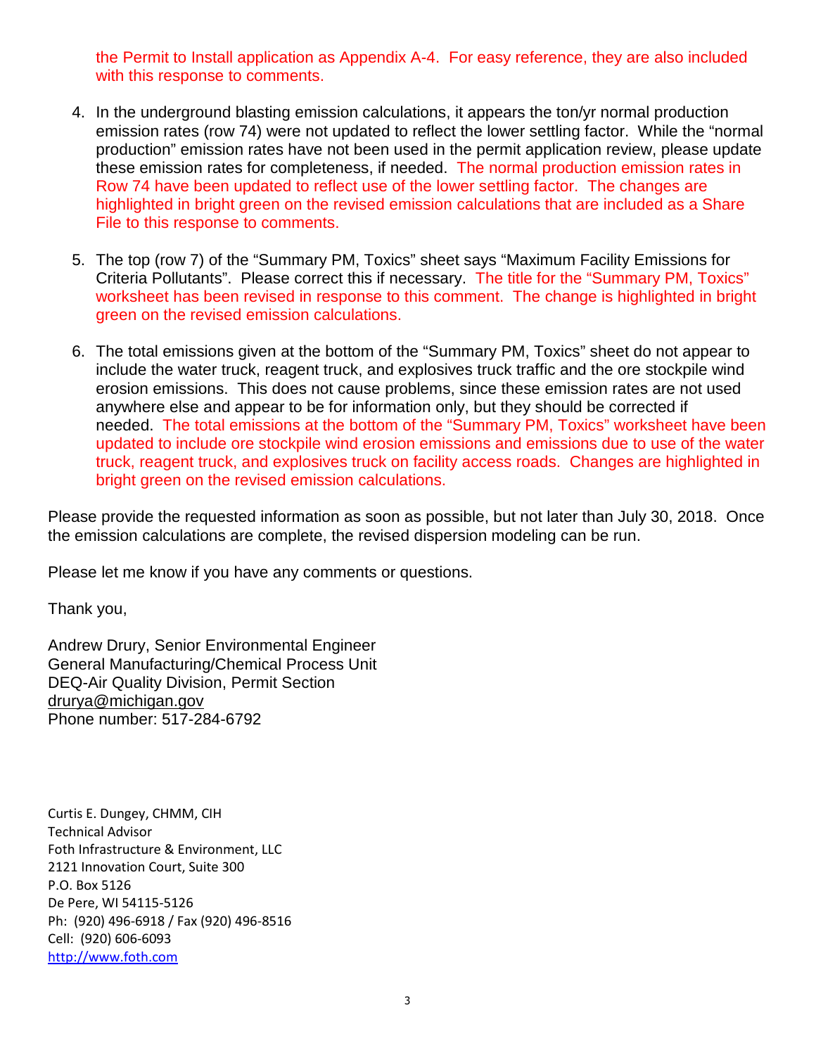the Permit to Install application as Appendix A-4. For easy reference, they are also included with this response to comments.

4. In the underground blasting emission calculations, it appears the ton/yr normal production emission rates (row 74) were not updated to reflect the lower settling factor. While the "normal production" emission rates have not been used in the permit application review, please update these emission rates for completeness, if needed. The normal production emission rates in Row 74 have been updated to reflect use of the lower settling factor. The changes are highlighted in bright green on the revised emission calculations that are included as a Share File to this response to comments.

5. The top (row 7) of the "Summary PM, Toxics" sheet says "Maximum Facility Emissions for Criteria Pollutants". Please correct this if necessary. The title for the "Summary PM, Toxics" worksheet has been revised in response to this comment. The change is highlighted in bright green on the revised emission calculations.

6. The total emissions given at the bottom of the "Summary PM, Toxics" sheet do not appear to include the water truck, reagent truck, and explosives truck traffic and the ore stockpile wind erosion emissions. This does not cause problems, since these emission rates are not used anywhere else and appear to be for information only, but they should be corrected if needed. The total emissions at the bottom of the "Summary PM, Toxics" worksheet have been updated to include ore stockpile wind erosion emissions and emissions due to use of the water truck, reagent truck, and explosives truck on facility access roads. Changes are highlighted in bright green on the revised emission calculations.

Please provide the requested information as soon as possible, but not later than July 30, 2018. Once the emission calculations are complete, the revised dispersion modeling can be run.

Please let me know if you have any comments or questions.

Thank you,

Andrew Drury, Senior Environmental Engineer
General Manufacturing/Chemical Process Unit
DEQ-Air Quality Division, Permit Section
drurya@michigan.gov
Phone number: 517-284-6792

Curtis E. Dungey, CHMM, CIH
Technical Advisor
Foth Infrastructure & Environment, LLC
2121 Innovation Court, Suite 300
P.O. Box 5126
De Pere, WI 54115-5126
Ph: (920) 496-6918 / Fax (920) 496-8516
Cell: (920) 606-6093
http://www.foth.com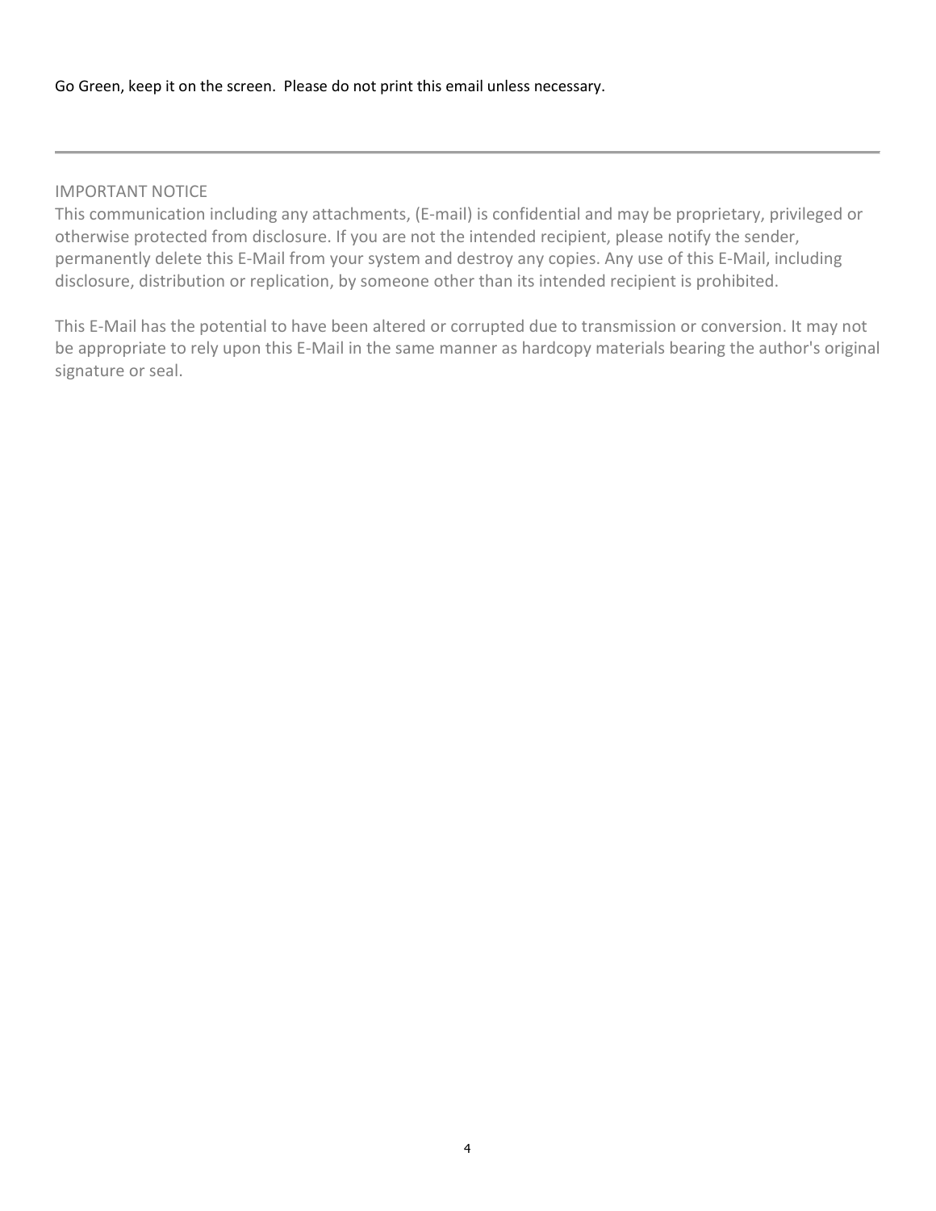Go Green, keep it on the screen. Please do not print this email unless necessary.

---

IMPORTANT NOTICE

This communication including any attachments, (E-mail) is confidential and may be proprietary, privileged or otherwise protected from disclosure. If you are not the intended recipient, please notify the sender, permanently delete this E-Mail from your system and destroy any copies. Any use of this E-Mail, including disclosure, distribution or replication, by someone other than its intended recipient is prohibited.

This E-Mail has the potential to have been altered or corrupted due to transmission or conversion. It may not be appropriate to rely upon this E-Mail in the same manner as hardcopy materials bearing the author's original signature or seal.